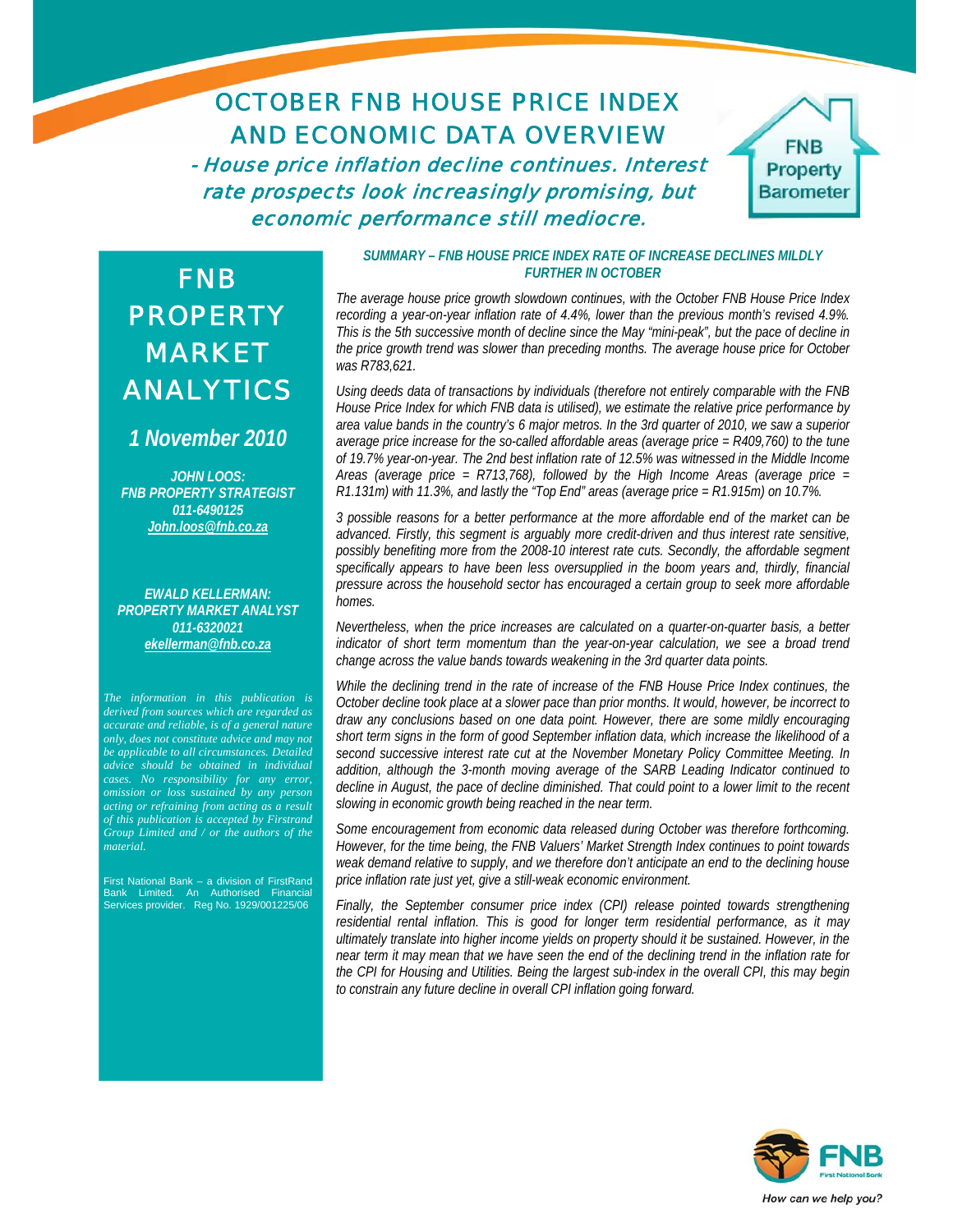# OCTOBER FNB HOUSE PRICE INDEX AND ECONOMIC DATA OVERVIEW

## *- House price inflation decline continues. Interest rate prospects look increasingly promising, but economic performance still mediocre.*

FNB Property Barometer

# FNB PROPERTY MARKET ANALYTICS

## *1 November 2010*

***JOHN LOOS:***
***FNB PROPERTY STRATEGIST***
***011-6490125***
***John.loos@fnb.co.za***

***EWALD KELLERMAN:***
***PROPERTY MARKET ANALYST***
***011-6320021***
***ekellerman@fnb.co.za***

*The information in this publication is derived from sources which are regarded as accurate and reliable, is of a general nature only, does not constitute advice and may not be applicable to all circumstances. Detailed advice should be obtained in individual cases. No responsibility for any error, omission or loss sustained by any person acting or refraining from acting as a result of this publication is accepted by Firstrand Group Limited and / or the authors of the material.*

First National Bank – a division of FirstRand Bank Limited. An Authorised Financial Services provider. Reg No. 1929/001225/06

### *SUMMARY – FNB HOUSE PRICE INDEX RATE OF INCREASE DECLINES MILDLY FURTHER IN OCTOBER*

*The average house price growth slowdown continues, with the October FNB House Price Index recording a year-on-year inflation rate of 4.4%, lower than the previous month's revised 4.9%. This is the 5th successive month of decline since the May "mini-peak", but the pace of decline in the price growth trend was slower than preceding months. The average house price for October was R783,621.*

*Using deeds data of transactions by individuals (therefore not entirely comparable with the FNB House Price Index for which FNB data is utilised), we estimate the relative price performance by area value bands in the country's 6 major metros. In the 3rd quarter of 2010, we saw a superior average price increase for the so-called affordable areas (average price = R409,760) to the tune of 19.7% year-on-year. The 2nd best inflation rate of 12.5% was witnessed in the Middle Income Areas (average price = R713,768), followed by the High Income Areas (average price = R1.131m) with 11.3%, and lastly the "Top End" areas (average price = R1.915m) on 10.7%.*

*3 possible reasons for a better performance at the more affordable end of the market can be advanced. Firstly, this segment is arguably more credit-driven and thus interest rate sensitive, possibly benefiting more from the 2008-10 interest rate cuts. Secondly, the affordable segment specifically appears to have been less oversupplied in the boom years and, thirdly, financial pressure across the household sector has encouraged a certain group to seek more affordable homes.*

*Nevertheless, when the price increases are calculated on a quarter-on-quarter basis, a better indicator of short term momentum than the year-on-year calculation, we see a broad trend change across the value bands towards weakening in the 3rd quarter data points.*

*While the declining trend in the rate of increase of the FNB House Price Index continues, the October decline took place at a slower pace than prior months. It would, however, be incorrect to draw any conclusions based on one data point. However, there are some mildly encouraging short term signs in the form of good September inflation data, which increase the likelihood of a second successive interest rate cut at the November Monetary Policy Committee Meeting. In addition, although the 3-month moving average of the SARB Leading Indicator continued to decline in August, the pace of decline diminished. That could point to a lower limit to the recent slowing in economic growth being reached in the near term.*

*Some encouragement from economic data released during October was therefore forthcoming. However, for the time being, the FNB Valuers' Market Strength Index continues to point towards weak demand relative to supply, and we therefore don't anticipate an end to the declining house price inflation rate just yet, give a still-weak economic environment.*

*Finally, the September consumer price index (CPI) release pointed towards strengthening residential rental inflation. This is good for longer term residential performance, as it may ultimately translate into higher income yields on property should it be sustained. However, in the near term it may mean that we have seen the end of the declining trend in the inflation rate for the CPI for Housing and Utilities. Being the largest sub-index in the overall CPI, this may begin to constrain any future decline in overall CPI inflation going forward.*

FNB First National Bank
*How can we help you?*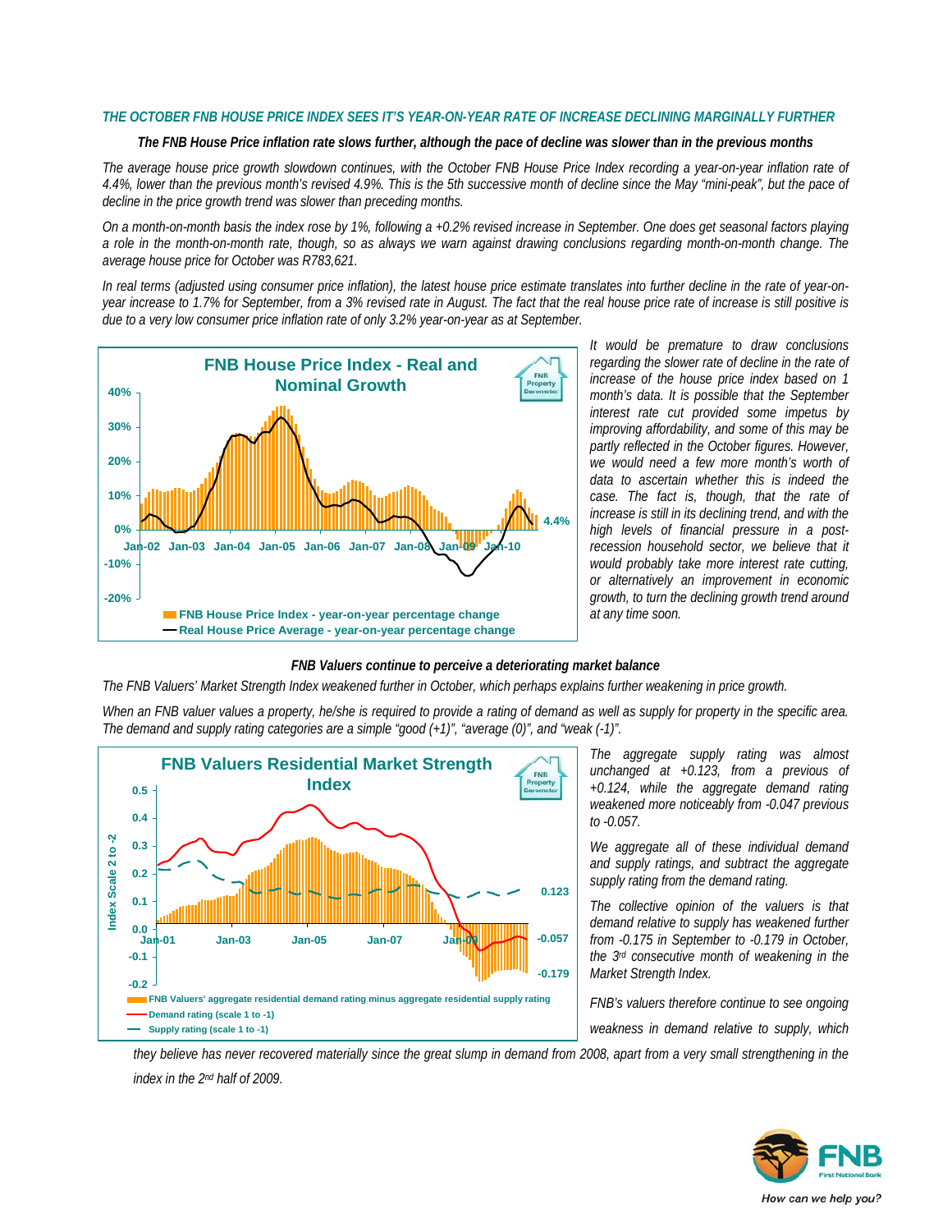## THE OCTOBER FNB HOUSE PRICE INDEX SEES IT'S YEAR-ON-YEAR RATE OF INCREASE DECLINING MARGINALLY FURTHER

### *The FNB House Price inflation rate slows further, although the pace of decline was slower than in the previous months*

*The average house price growth slowdown continues, with the October FNB House Price Index recording a year-on-year inflation rate of 4.4%, lower than the previous month's revised 4.9%. This is the 5th successive month of decline since the May "mini-peak", but the pace of decline in the price growth trend was slower than preceding months.*

*On a month-on-month basis the index rose by 1%, following a +0.2% revised increase in September. One does get seasonal factors playing a role in the month-on-month rate, though, so as always we warn against drawing conclusions regarding month-on-month change. The average house price for October was R783,621.*

*In real terms (adjusted using consumer price inflation), the latest house price estimate translates into further decline in the rate of year-on-year increase to 1.7% for September, from a 3% revised rate in August. The fact that the real house price rate of increase is still positive is due to a very low consumer price inflation rate of only 3.2% year-on-year as at September.*

*It would be premature to draw conclusions regarding the slower rate of decline in the rate of increase of the house price index based on 1 month's data. It is possible that the September interest rate cut provided some impetus by improving affordability, and some of this may be partly reflected in the October figures. However, we would need a few more month's worth of data to ascertain whether this is indeed the case. The fact is, though, that the rate of increase is still in its declining trend, and with the high levels of financial pressure in a post-recession household sector, we believe that it would probably take more interest rate cutting, or alternatively an improvement in economic growth, to turn the declining growth trend around at any time soon.*

### *FNB Valuers continue to perceive a deteriorating market balance*

*The FNB Valuers' Market Strength Index weakened further in October, which perhaps explains further weakening in price growth.*

*When an FNB valuer values a property, he/she is required to provide a rating of demand as well as supply for property in the specific area. The demand and supply rating categories are a simple "good (+1)", "average (0)", and "weak (-1)".*

*The aggregate supply rating was almost unchanged at +0.123, from a previous of +0.124, while the aggregate demand rating weakened more noticeably from -0.047 previous to -0.057.*

*We aggregate all of these individual demand and supply ratings, and subtract the aggregate supply rating from the demand rating.*

*The collective opinion of the valuers is that demand relative to supply has weakened further from -0.175 in September to -0.179 in October, the 3rd consecutive month of weakening in the Market Strength Index.*

*FNB's valuers therefore continue to see ongoing weakness in demand relative to supply, which they believe has never recovered materially since the great slump in demand from 2008, apart from a very small strengthening in the index in the 2nd half of 2009.*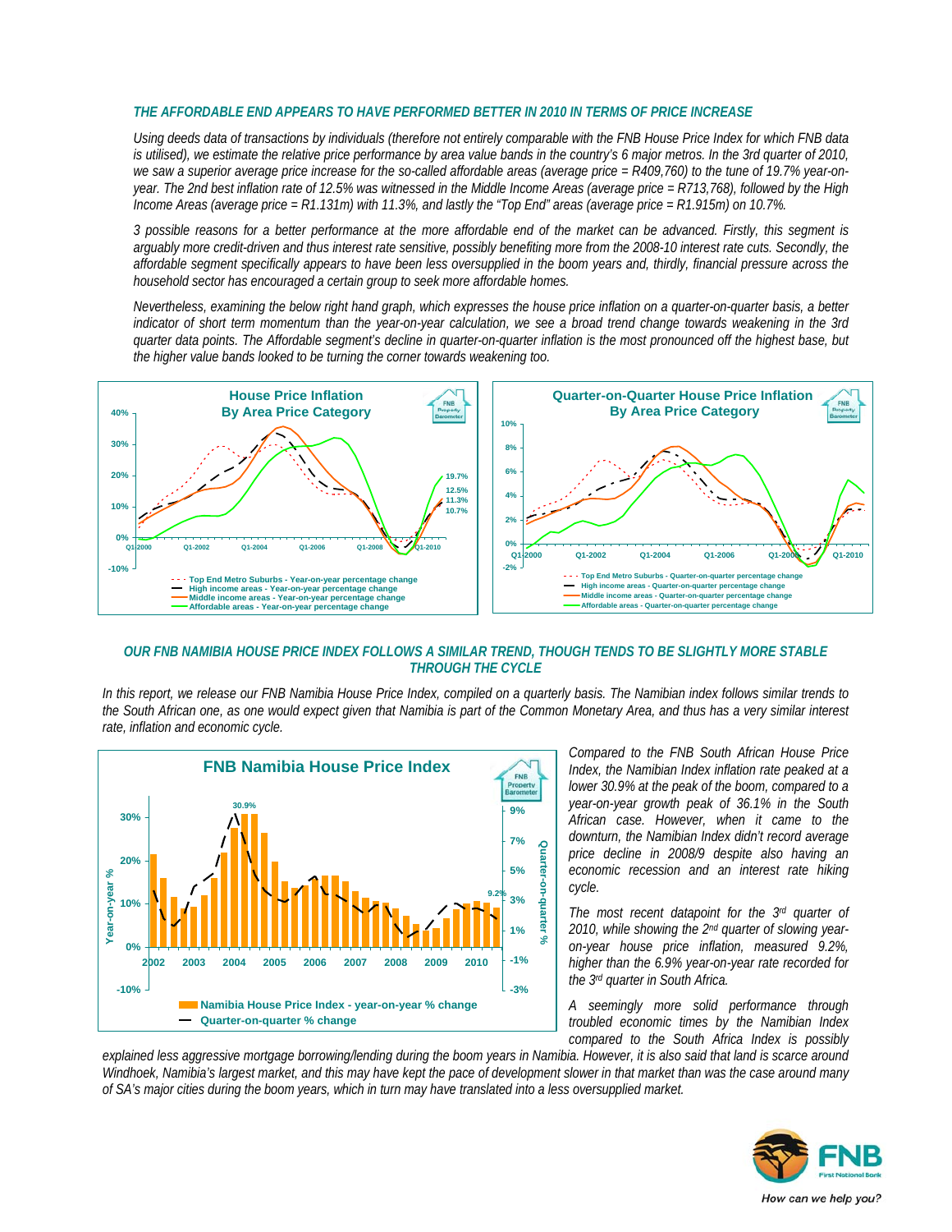### *THE AFFORDABLE END APPEARS TO HAVE PERFORMED BETTER IN 2010 IN TERMS OF PRICE INCREASE*

*Using deeds data of transactions by individuals (therefore not entirely comparable with the FNB House Price Index for which FNB data is utilised), we estimate the relative price performance by area value bands in the country's 6 major metros. In the 3rd quarter of 2010, we saw a superior average price increase for the so-called affordable areas (average price = R409,760) to the tune of 19.7% year-on-year. The 2nd best inflation rate of 12.5% was witnessed in the Middle Income Areas (average price = R713,768), followed by the High Income Areas (average price = R1.131m) with 11.3%, and lastly the "Top End" areas (average price = R1.915m) on 10.7%.*

*3 possible reasons for a better performance at the more affordable end of the market can be advanced. Firstly, this segment is arguably more credit-driven and thus interest rate sensitive, possibly benefiting more from the 2008-10 interest rate cuts. Secondly, the affordable segment specifically appears to have been less oversupplied in the boom years and, thirdly, financial pressure across the household sector has encouraged a certain group to seek more affordable homes.*

*Nevertheless, examining the below right hand graph, which expresses the house price inflation on a quarter-on-quarter basis, a better indicator of short term momentum than the year-on-year calculation, we see a broad trend change towards weakening in the 3rd quarter data points. The Affordable segment's decline in quarter-on-quarter inflation is the most pronounced off the highest base, but the higher value bands looked to be turning the corner towards weakening too.*

**House Price Inflation By Area Price Category**

**Quarter-on-Quarter House Price Inflation By Area Price Category**

### *OUR FNB NAMIBIA HOUSE PRICE INDEX FOLLOWS A SIMILAR TREND, THOUGH TENDS TO BE SLIGHTLY MORE STABLE THROUGH THE CYCLE*

*In this report, we release our FNB Namibia House Price Index, compiled on a quarterly basis. The Namibian index follows similar trends to the South African one, as one would expect given that Namibia is part of the Common Monetary Area, and thus has a very similar interest rate, inflation and economic cycle.*

**FNB Namibia House Price Index**

*Compared to the FNB South African House Price Index, the Namibian Index inflation rate peaked at a lower 30.9% at the peak of the boom, compared to a year-on-year growth peak of 36.1% in the South African case. However, when it came to the downturn, the Namibian Index didn't record average price decline in 2008/9 despite also having an economic recession and an interest rate hiking cycle.*

*The most recent datapoint for the 3rd quarter of 2010, while showing the 2nd quarter of slowing year-on-year house price inflation, measured 9.2%, higher than the 6.9% year-on-year rate recorded for the 3rd quarter in South Africa.*

*A seemingly more solid performance through troubled economic times by the Namibian Index compared to the South Africa Index is possibly explained less aggressive mortgage borrowing/lending during the boom years in Namibia. However, it is also said that land is scarce around Windhoek, Namibia's largest market, and this may have kept the pace of development slower in that market than was the case around many of SA's major cities during the boom years, which in turn may have translated into a less oversupplied market.*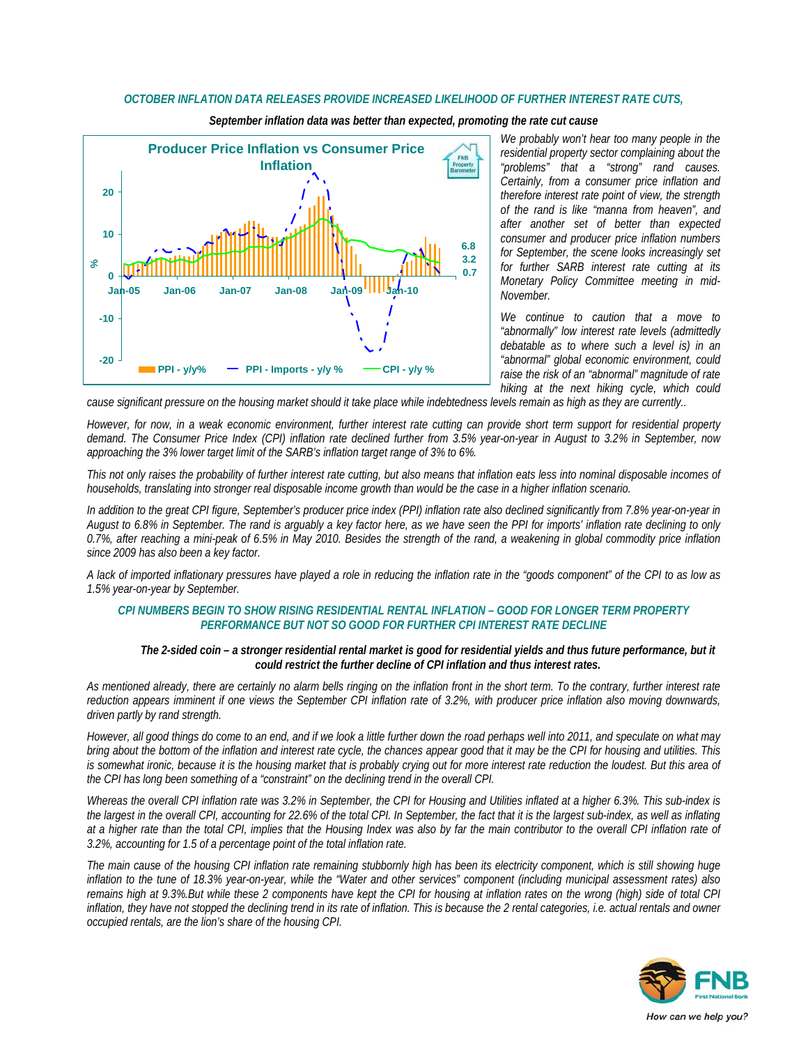### *OCTOBER INFLATION DATA RELEASES PROVIDE INCREASED LIKELIHOOD OF FURTHER INTEREST RATE CUTS,*

***September inflation data was better than expected, promoting the rate cut cause***

*We probably won't hear too many people in the residential property sector complaining about the "problems" that a "strong" rand causes. Certainly, from a consumer price inflation and therefore interest rate point of view, the strength of the rand is like "manna from heaven", and after another set of better than expected consumer and producer price inflation numbers for September, the scene looks increasingly set for further SARB interest rate cutting at its Monetary Policy Committee meeting in mid-November.*

*We continue to caution that a move to "abnormally" low interest rate levels (admittedly debatable as to where such a level is) in an "abnormal" global economic environment, could raise the risk of an "abnormal" magnitude of rate hiking at the next hiking cycle, which could cause significant pressure on the housing market should it take place while indebtedness levels remain as high as they are currently..*

*However, for now, in a weak economic environment, further interest rate cutting can provide short term support for residential property demand. The Consumer Price Index (CPI) inflation rate declined further from 3.5% year-on-year in August to 3.2% in September, now approaching the 3% lower target limit of the SARB's inflation target range of 3% to 6%.*

*This not only raises the probability of further interest rate cutting, but also means that inflation eats less into nominal disposable incomes of households, translating into stronger real disposable income growth than would be the case in a higher inflation scenario.*

*In addition to the great CPI figure, September's producer price index (PPI) inflation rate also declined significantly from 7.8% year-on-year in August to 6.8% in September. The rand is arguably a key factor here, as we have seen the PPI for imports' inflation rate declining to only 0.7%, after reaching a mini-peak of 6.5% in May 2010. Besides the strength of the rand, a weakening in global commodity price inflation since 2009 has also been a key factor.*

*A lack of imported inflationary pressures have played a role in reducing the inflation rate in the "goods component" of the CPI to as low as 1.5% year-on-year by September.*

### *CPI NUMBERS BEGIN TO SHOW RISING RESIDENTIAL RENTAL INFLATION – GOOD FOR LONGER TERM PROPERTY PERFORMANCE BUT NOT SO GOOD FOR FURTHER CPI INTEREST RATE DECLINE*

***The 2-sided coin – a stronger residential rental market is good for residential yields and thus future performance, but it could restrict the further decline of CPI inflation and thus interest rates.***

*As mentioned already, there are certainly no alarm bells ringing on the inflation front in the short term. To the contrary, further interest rate reduction appears imminent if one views the September CPI inflation rate of 3.2%, with producer price inflation also moving downwards, driven partly by rand strength.*

*However, all good things do come to an end, and if we look a little further down the road perhaps well into 2011, and speculate on what may bring about the bottom of the inflation and interest rate cycle, the chances appear good that it may be the CPI for housing and utilities. This is somewhat ironic, because it is the housing market that is probably crying out for more interest rate reduction the loudest. But this area of the CPI has long been something of a "constraint" on the declining trend in the overall CPI.*

*Whereas the overall CPI inflation rate was 3.2% in September, the CPI for Housing and Utilities inflated at a higher 6.3%. This sub-index is the largest in the overall CPI, accounting for 22.6% of the total CPI. In September, the fact that it is the largest sub-index, as well as inflating at a higher rate than the total CPI, implies that the Housing Index was also by far the main contributor to the overall CPI inflation rate of 3.2%, accounting for 1.5 of a percentage point of the total inflation rate.*

*The main cause of the housing CPI inflation rate remaining stubbornly high has been its electricity component, which is still showing huge inflation to the tune of 18.3% year-on-year, while the "Water and other services" component (including municipal assessment rates) also remains high at 9.3%.But while these 2 components have kept the CPI for housing at inflation rates on the wrong (high) side of total CPI inflation, they have not stopped the declining trend in its rate of inflation. This is because the 2 rental categories, i.e. actual rentals and owner occupied rentals, are the lion's share of the housing CPI.*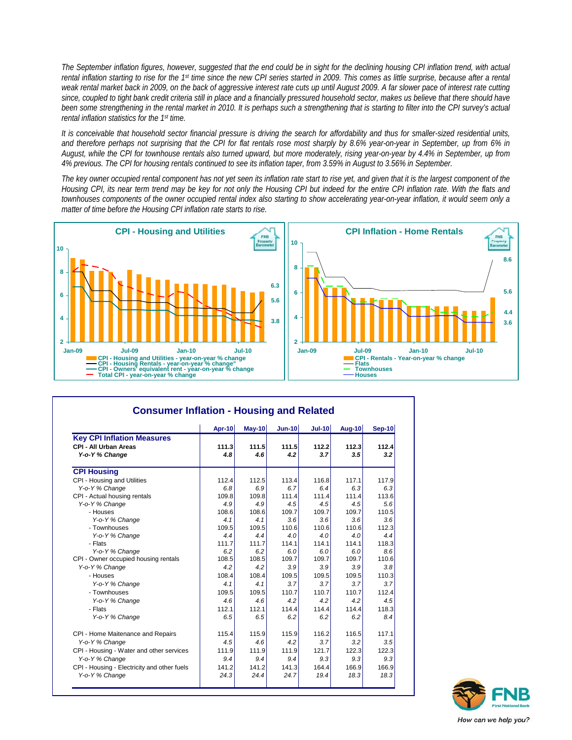*The September inflation figures, however, suggested that the end could be in sight for the declining housing CPI inflation trend, with actual rental inflation starting to rise for the 1st time since the new CPI series started in 2009. This comes as little surprise, because after a rental weak rental market back in 2009, on the back of aggressive interest rate cuts up until August 2009. A far slower pace of interest rate cutting since, coupled to tight bank credit criteria still in place and a financially pressured household sector, makes us believe that there should have been some strengthening in the rental market in 2010. It is perhaps such a strengthening that is starting to filter into the CPI survey's actual rental inflation statistics for the 1st time.*

*It is conceivable that household sector financial pressure is driving the search for affordability and thus for smaller-sized residential units, and therefore perhaps not surprising that the CPI for flat rentals rose most sharply by 8.6% year-on-year in September, up from 6% in August, while the CPI for townhouse rentals also turned upward, but more moderately, rising year-on-year by 4.4% in September, up from 4% previous. The CPI for housing rentals continued to see its inflation taper, from 3.59% in August to 3.56% in September.*

*The key owner occupied rental component has not yet seen its inflation rate start to rise yet, and given that it is the largest component of the Housing CPI, its near term trend may be key for not only the Housing CPI but indeed for the entire CPI inflation rate. With the flats and townhouses components of the owner occupied rental index also starting to show accelerating year-on-year inflation, it would seem only a matter of time before the Housing CPI inflation rate starts to rise.*

## Consumer Inflation - Housing and Related

| | Apr-10 | May-10 | Jun-10 | Jul-10 | Aug-10 | Sep-10 |
|---|---|---|---|---|---|---|
| **Key CPI Inflation Measures** | | | | | | |
| **CPI - All Urban Areas** | **111.3** | **111.5** | **111.5** | **112.2** | **112.3** | **112.4** |
| ***Y-o-Y % Change*** | ***4.8*** | ***4.6*** | ***4.2*** | ***3.7*** | ***3.5*** | ***3.2*** |
| **CPI Housing** | | | | | | |
| CPI - Housing and Utilities | 112.4 | 112.5 | 113.4 | 116.8 | 117.1 | 117.9 |
| *Y-o-Y % Change* | *6.8* | *6.9* | *6.7* | *6.4* | *6.3* | *6.3* |
| CPI - Actual housing rentals | 109.8 | 109.8 | 111.4 | 111.4 | 111.4 | 113.6 |
| *Y-o-Y % Change* | *4.9* | *4.9* | *4.5* | *4.5* | *4.5* | *5.6* |
| - Houses | 108.6 | 108.6 | 109.7 | 109.7 | 109.7 | 110.5 |
| *Y-o-Y % Change* | *4.1* | *4.1* | *3.6* | *3.6* | *3.6* | *3.6* |
| - Townhouses | 109.5 | 109.5 | 110.6 | 110.6 | 110.6 | 112.3 |
| *Y-o-Y % Change* | *4.4* | *4.4* | *4.0* | *4.0* | *4.0* | *4.4* |
| - Flats | 111.7 | 111.7 | 114.1 | 114.1 | 114.1 | 118.3 |
| *Y-o-Y % Change* | *6.2* | *6.2* | *6.0* | *6.0* | *6.0* | *8.6* |
| CPI - Owner occupied housing rentals | 108.5 | 108.5 | 109.7 | 109.7 | 109.7 | 110.6 |
| *Y-o-Y % Change* | *4.2* | *4.2* | *3.9* | *3.9* | *3.9* | *3.8* |
| - Houses | 108.4 | 108.4 | 109.5 | 109.5 | 109.5 | 110.3 |
| *Y-o-Y % Change* | *4.1* | *4.1* | *3.7* | *3.7* | *3.7* | *3.7* |
| - Townhouses | 109.5 | 109.5 | 110.7 | 110.7 | 110.7 | 112.4 |
| *Y-o-Y % Change* | *4.6* | *4.6* | *4.2* | *4.2* | *4.2* | *4.5* |
| - Flats | 112.1 | 112.1 | 114.4 | 114.4 | 114.4 | 118.3 |
| *Y-o-Y % Change* | *6.5* | *6.5* | *6.2* | *6.2* | *6.2* | *8.4* |
| CPI - Home Maitenance and Repairs | 115.4 | 115.9 | 115.9 | 116.2 | 116.5 | 117.1 |
| *Y-o-Y % Change* | *4.5* | *4.6* | *4.2* | *3.7* | *3.2* | *3.5* |
| CPI - Housing - Water and other services | 111.9 | 111.9 | 111.9 | 121.7 | 122.3 | 122.3 |
| *Y-o-Y % Change* | *9.4* | *9.4* | *9.4* | *9.3* | *9.3* | *9.3* |
| CPI - Housing - Electricity and other fuels | 141.2 | 141.2 | 141.3 | 164.4 | 166.9 | 166.9 |
| *Y-o-Y % Change* | *24.3* | *24.4* | *24.7* | *19.4* | *18.3* | *18.3* |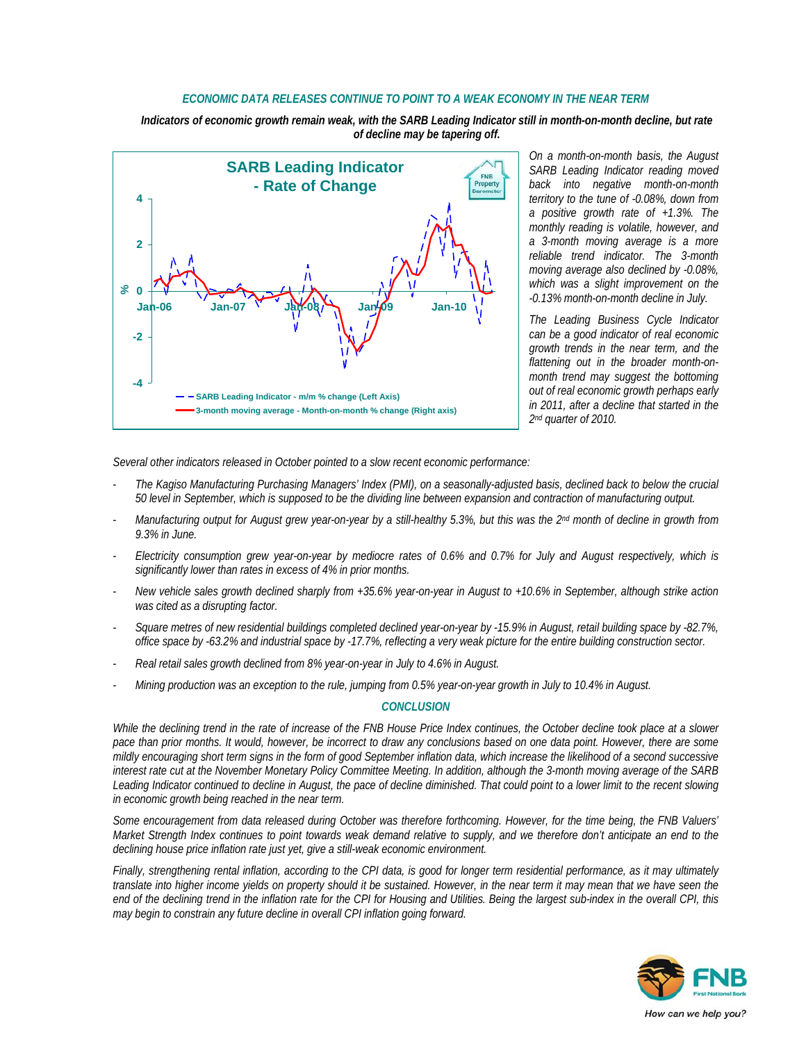### *ECONOMIC DATA RELEASES CONTINUE TO POINT TO A WEAK ECONOMY IN THE NEAR TERM*

***Indicators of economic growth remain weak, with the SARB Leading Indicator still in month-on-month decline, but rate of decline may be tapering off.***

**SARB Leading Indicator - Rate of Change**

*On a month-on-month basis, the August SARB Leading Indicator reading moved back into negative month-on-month territory to the tune of -0.08%, down from a positive growth rate of +1.3%. The monthly reading is volatile, however, and a 3-month moving average is a more reliable trend indicator. The 3-month moving average also declined by -0.08%, which was a slight improvement on the -0.13% month-on-month decline in July.*

*The Leading Business Cycle Indicator can be a good indicator of real economic growth trends in the near term, and the flattening out in the broader month-on-month trend may suggest the bottoming out of real economic growth perhaps early in 2011, after a decline that started in the 2nd quarter of 2010.*

*Several other indicators released in October pointed to a slow recent economic performance:*

- *The Kagiso Manufacturing Purchasing Managers' Index (PMI), on a seasonally-adjusted basis, declined back to below the crucial 50 level in September, which is supposed to be the dividing line between expansion and contraction of manufacturing output.*
- *Manufacturing output for August grew year-on-year by a still-healthy 5.3%, but this was the 2nd month of decline in growth from 9.3% in June.*
- *Electricity consumption grew year-on-year by mediocre rates of 0.6% and 0.7% for July and August respectively, which is significantly lower than rates in excess of 4% in prior months.*
- *New vehicle sales growth declined sharply from +35.6% year-on-year in August to +10.6% in September, although strike action was cited as a disrupting factor.*
- *Square metres of new residential buildings completed declined year-on-year by -15.9% in August, retail building space by -82.7%, office space by -63.2% and industrial space by -17.7%, reflecting a very weak picture for the entire building construction sector.*
- *Real retail sales growth declined from 8% year-on-year in July to 4.6% in August.*
- *Mining production was an exception to the rule, jumping from 0.5% year-on-year growth in July to 10.4% in August.*

### *CONCLUSION*

*While the declining trend in the rate of increase of the FNB House Price Index continues, the October decline took place at a slower pace than prior months. It would, however, be incorrect to draw any conclusions based on one data point. However, there are some mildly encouraging short term signs in the form of good September inflation data, which increase the likelihood of a second successive interest rate cut at the November Monetary Policy Committee Meeting. In addition, although the 3-month moving average of the SARB Leading Indicator continued to decline in August, the pace of decline diminished. That could point to a lower limit to the recent slowing in economic growth being reached in the near term.*

*Some encouragement from data released during October was therefore forthcoming. However, for the time being, the FNB Valuers' Market Strength Index continues to point towards weak demand relative to supply, and we therefore don't anticipate an end to the declining house price inflation rate just yet, give a still-weak economic environment.*

*Finally, strengthening rental inflation, according to the CPI data, is good for longer term residential performance, as it may ultimately translate into higher income yields on property should it be sustained. However, in the near term it may mean that we have seen the end of the declining trend in the inflation rate for the CPI for Housing and Utilities. Being the largest sub-index in the overall CPI, this may begin to constrain any future decline in overall CPI inflation going forward.*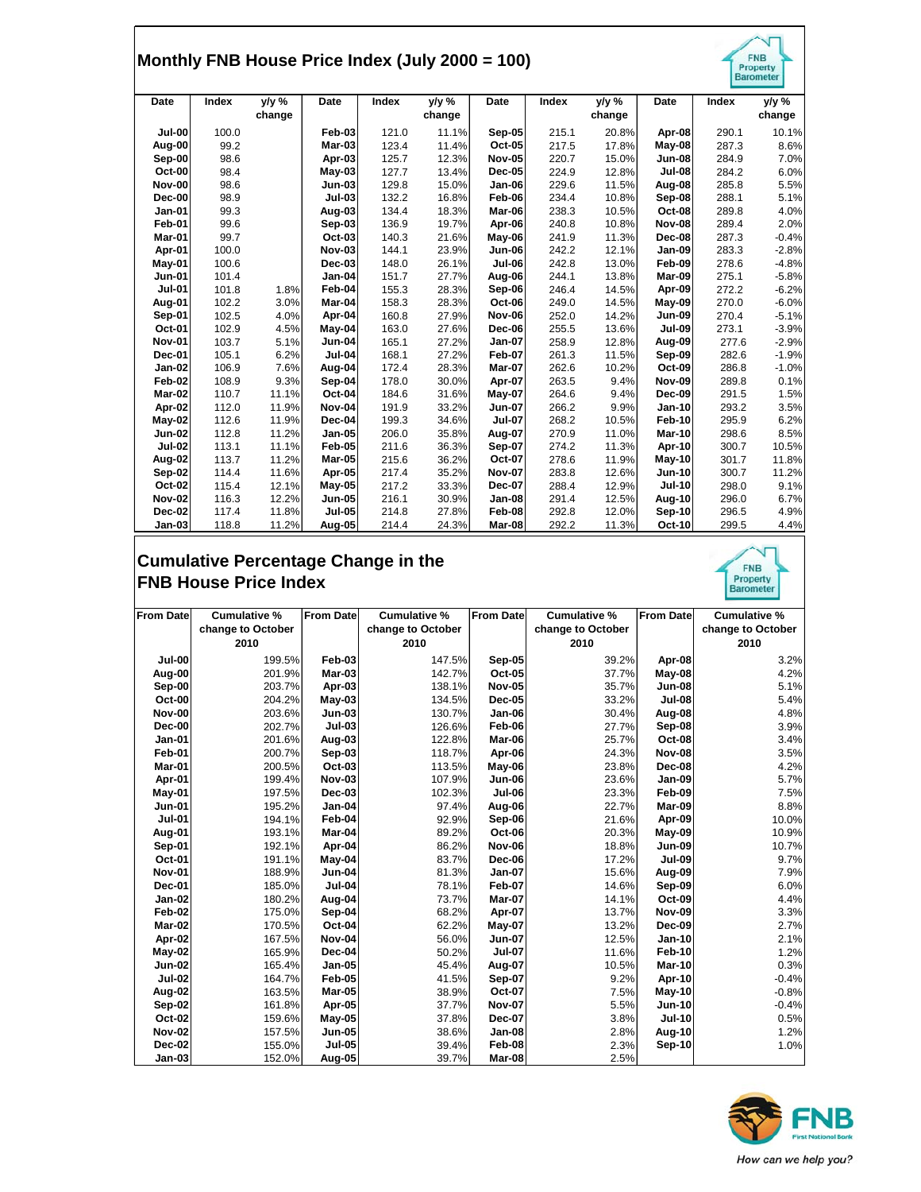# Monthly FNB House Price Index (July 2000 = 100)

| Date | Index | y/y % change | Date | Index | y/y % change | Date | Index | y/y % change | Date | Index | y/y % change |
|---|---|---|---|---|---|---|---|---|---|---|---|
| Jul-00 | 100.0 | | Feb-03 | 121.0 | 11.1% | Sep-05 | 215.1 | 20.8% | Apr-08 | 290.1 | 10.1% |
| Aug-00 | 99.2 | | Mar-03 | 123.4 | 11.4% | Oct-05 | 217.5 | 17.8% | May-08 | 287.3 | 8.6% |
| Sep-00 | 98.6 | | Apr-03 | 125.7 | 12.3% | Nov-05 | 220.7 | 15.0% | Jun-08 | 284.9 | 7.0% |
| Oct-00 | 98.4 | | May-03 | 127.7 | 13.4% | Dec-05 | 224.9 | 12.8% | Jul-08 | 284.2 | 6.0% |
| Nov-00 | 98.6 | | Jun-03 | 129.8 | 15.0% | Jan-06 | 229.6 | 11.5% | Aug-08 | 285.8 | 5.5% |
| Dec-00 | 98.9 | | Jul-03 | 132.2 | 16.8% | Feb-06 | 234.4 | 10.8% | Sep-08 | 288.1 | 5.1% |
| Jan-01 | 99.3 | | Aug-03 | 134.4 | 18.3% | Mar-06 | 238.3 | 10.5% | Oct-08 | 289.8 | 4.0% |
| Feb-01 | 99.6 | | Sep-03 | 136.9 | 19.7% | Apr-06 | 240.8 | 10.8% | Nov-08 | 289.4 | 2.0% |
| Mar-01 | 99.7 | | Oct-03 | 140.3 | 21.6% | May-06 | 241.9 | 11.3% | Dec-08 | 287.3 | -0.4% |
| Apr-01 | 100.0 | | Nov-03 | 144.1 | 23.9% | Jun-06 | 242.2 | 12.1% | Jan-09 | 283.3 | -2.8% |
| May-01 | 100.6 | | Dec-03 | 148.0 | 26.1% | Jul-06 | 242.8 | 13.0% | Feb-09 | 278.6 | -4.8% |
| Jun-01 | 101.4 | | Jan-04 | 151.7 | 27.7% | Aug-06 | 244.1 | 13.8% | Mar-09 | 275.1 | -5.8% |
| Jul-01 | 101.8 | 1.8% | Feb-04 | 155.3 | 28.3% | Sep-06 | 246.4 | 14.5% | Apr-09 | 272.2 | -6.2% |
| Aug-01 | 102.2 | 3.0% | Mar-04 | 158.3 | 28.3% | Oct-06 | 249.0 | 14.5% | May-09 | 270.0 | -6.0% |
| Sep-01 | 102.5 | 4.0% | Apr-04 | 160.8 | 27.9% | Nov-06 | 252.0 | 14.2% | Jun-09 | 270.4 | -5.1% |
| Oct-01 | 102.9 | 4.5% | May-04 | 163.0 | 27.6% | Dec-06 | 255.5 | 13.6% | Jul-09 | 273.1 | -3.9% |
| Nov-01 | 103.7 | 5.1% | Jun-04 | 165.1 | 27.2% | Jan-07 | 258.9 | 12.8% | Aug-09 | 277.6 | -2.9% |
| Dec-01 | 105.1 | 6.2% | Jul-04 | 168.1 | 27.2% | Feb-07 | 261.3 | 11.5% | Sep-09 | 282.6 | -1.9% |
| Jan-02 | 106.9 | 7.6% | Aug-04 | 172.4 | 28.3% | Mar-07 | 262.6 | 10.2% | Oct-09 | 286.8 | -1.0% |
| Feb-02 | 108.9 | 9.3% | Sep-04 | 178.0 | 30.0% | Apr-07 | 263.5 | 9.4% | Nov-09 | 289.8 | 0.1% |
| Mar-02 | 110.7 | 11.1% | Oct-04 | 184.6 | 31.6% | May-07 | 264.6 | 9.4% | Dec-09 | 291.5 | 1.5% |
| Apr-02 | 112.0 | 11.9% | Nov-04 | 191.9 | 33.2% | Jun-07 | 266.2 | 9.9% | Jan-10 | 293.2 | 3.5% |
| May-02 | 112.6 | 11.9% | Dec-04 | 199.3 | 34.6% | Jul-07 | 268.2 | 10.5% | Feb-10 | 295.9 | 6.2% |
| Jun-02 | 112.8 | 11.2% | Jan-05 | 206.0 | 35.8% | Aug-07 | 270.9 | 11.0% | Mar-10 | 298.6 | 8.5% |
| Jul-02 | 113.1 | 11.1% | Feb-05 | 211.6 | 36.3% | Sep-07 | 274.2 | 11.3% | Apr-10 | 300.7 | 10.5% |
| Aug-02 | 113.7 | 11.2% | Mar-05 | 215.6 | 36.2% | Oct-07 | 278.6 | 11.9% | May-10 | 301.7 | 11.8% |
| Sep-02 | 114.4 | 11.6% | Apr-05 | 217.4 | 35.2% | Nov-07 | 283.8 | 12.6% | Jun-10 | 300.7 | 11.2% |
| Oct-02 | 115.4 | 12.1% | May-05 | 217.2 | 33.3% | Dec-07 | 288.4 | 12.9% | Jul-10 | 298.0 | 9.1% |
| Nov-02 | 116.3 | 12.2% | Jun-05 | 216.1 | 30.9% | Jan-08 | 291.4 | 12.5% | Aug-10 | 296.0 | 6.7% |
| Dec-02 | 117.4 | 11.8% | Jul-05 | 214.8 | 27.8% | Feb-08 | 292.8 | 12.0% | Sep-10 | 296.5 | 4.9% |
| Jan-03 | 118.8 | 11.2% | Aug-05 | 214.4 | 24.3% | Mar-08 | 292.2 | 11.3% | Oct-10 | 299.5 | 4.4% |

# Cumulative Percentage Change in the FNB House Price Index

| From Date | Cumulative % change to October 2010 | From Date | Cumulative % change to October 2010 | From Date | Cumulative % change to October 2010 | From Date | Cumulative % change to October 2010 |
|---|---|---|---|---|---|---|---|
| Jul-00 | 199.5% | Feb-03 | 147.5% | Sep-05 | 39.2% | Apr-08 | 3.2% |
| Aug-00 | 201.9% | Mar-03 | 142.7% | Oct-05 | 37.7% | May-08 | 4.2% |
| Sep-00 | 203.7% | Apr-03 | 138.1% | Nov-05 | 35.7% | Jun-08 | 5.1% |
| Oct-00 | 204.2% | May-03 | 134.5% | Dec-05 | 33.2% | Jul-08 | 5.4% |
| Nov-00 | 203.6% | Jun-03 | 130.7% | Jan-06 | 30.4% | Aug-08 | 4.8% |
| Dec-00 | 202.7% | Jul-03 | 126.6% | Feb-06 | 27.7% | Sep-08 | 3.9% |
| Jan-01 | 201.6% | Aug-03 | 122.8% | Mar-06 | 25.7% | Oct-08 | 3.4% |
| Feb-01 | 200.7% | Sep-03 | 118.7% | Apr-06 | 24.3% | Nov-08 | 3.5% |
| Mar-01 | 200.5% | Oct-03 | 113.5% | May-06 | 23.8% | Dec-08 | 4.2% |
| Apr-01 | 199.4% | Nov-03 | 107.9% | Jun-06 | 23.6% | Jan-09 | 5.7% |
| May-01 | 197.5% | Dec-03 | 102.3% | Jul-06 | 23.3% | Feb-09 | 7.5% |
| Jun-01 | 195.2% | Jan-04 | 97.4% | Aug-06 | 22.7% | Mar-09 | 8.8% |
| Jul-01 | 194.1% | Feb-04 | 92.9% | Sep-06 | 21.6% | Apr-09 | 10.0% |
| Aug-01 | 193.1% | Mar-04 | 89.2% | Oct-06 | 20.3% | May-09 | 10.9% |
| Sep-01 | 192.1% | Apr-04 | 86.2% | Nov-06 | 18.8% | Jun-09 | 10.7% |
| Oct-01 | 191.1% | May-04 | 83.7% | Dec-06 | 17.2% | Jul-09 | 9.7% |
| Nov-01 | 188.9% | Jun-04 | 81.3% | Jan-07 | 15.6% | Aug-09 | 7.9% |
| Dec-01 | 185.0% | Jul-04 | 78.1% | Feb-07 | 14.6% | Sep-09 | 6.0% |
| Jan-02 | 180.2% | Aug-04 | 73.7% | Mar-07 | 14.1% | Oct-09 | 4.4% |
| Feb-02 | 175.0% | Sep-04 | 68.2% | Apr-07 | 13.7% | Nov-09 | 3.3% |
| Mar-02 | 170.5% | Oct-04 | 62.2% | May-07 | 13.2% | Dec-09 | 2.7% |
| Apr-02 | 167.5% | Nov-04 | 56.0% | Jun-07 | 12.5% | Jan-10 | 2.1% |
| May-02 | 165.9% | Dec-04 | 50.2% | Jul-07 | 11.6% | Feb-10 | 1.2% |
| Jun-02 | 165.4% | Jan-05 | 45.4% | Aug-07 | 10.5% | Mar-10 | 0.3% |
| Jul-02 | 164.7% | Feb-05 | 41.5% | Sep-07 | 9.2% | Apr-10 | -0.4% |
| Aug-02 | 163.5% | Mar-05 | 38.9% | Oct-07 | 7.5% | May-10 | -0.8% |
| Sep-02 | 161.8% | Apr-05 | 37.7% | Nov-07 | 5.5% | Jun-10 | -0.4% |
| Oct-02 | 159.6% | May-05 | 37.8% | Dec-07 | 3.8% | Jul-10 | 0.5% |
| Nov-02 | 157.5% | Jun-05 | 38.6% | Jan-08 | 2.8% | Aug-10 | 1.2% |
| Dec-02 | 155.0% | Jul-05 | 39.4% | Feb-08 | 2.3% | Sep-10 | 1.0% |
| Jan-03 | 152.0% | Aug-05 | 39.7% | Mar-08 | 2.5% | | |

*How can we help you?*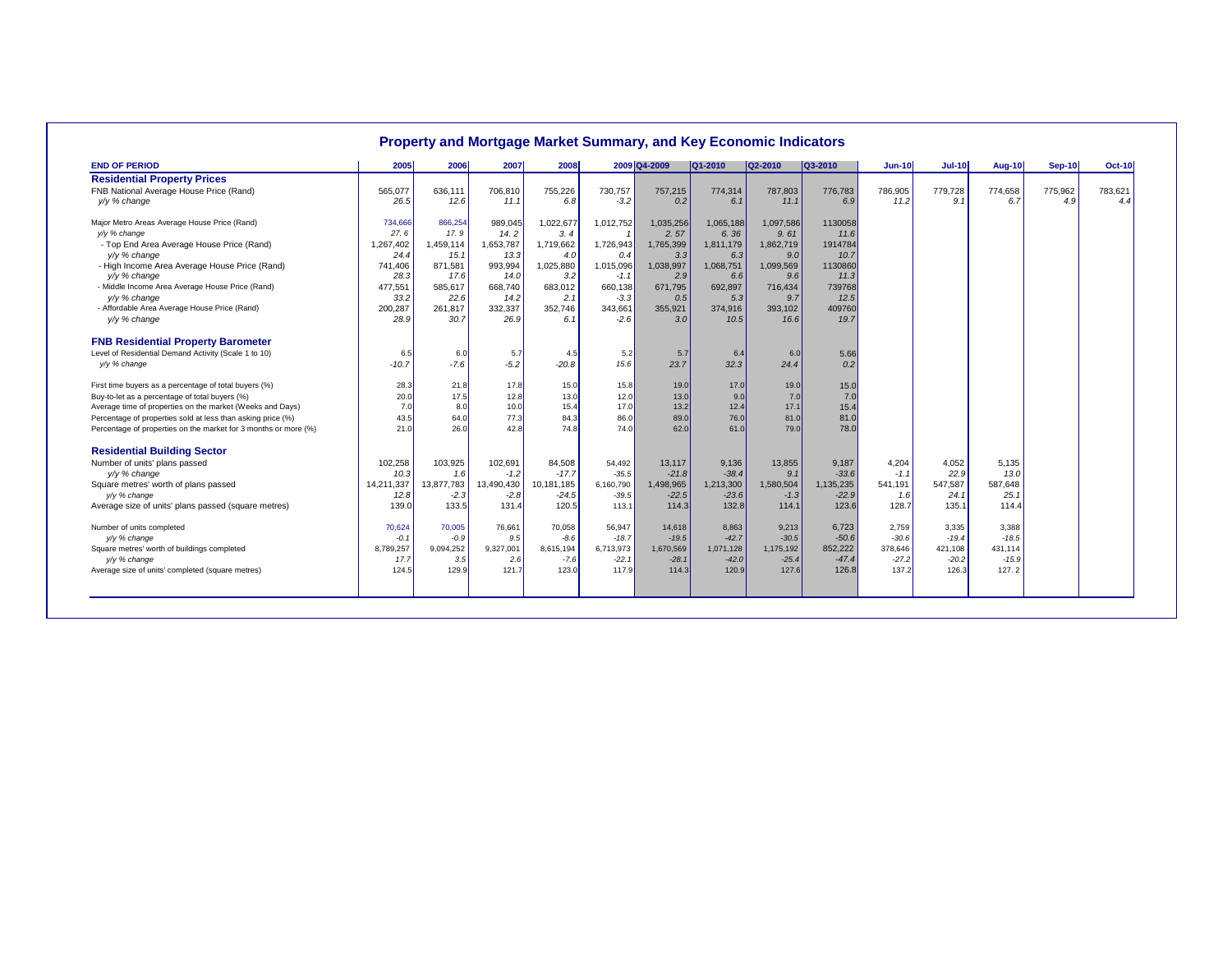# Property and Mortgage Market Summary, and Key Economic Indicators

| END OF PERIOD | 2005 | 2006 | 2007 | 2008 | 2009 | Q4-2009 | Q1-2010 | Q2-2010 | Q3-2010 | Jun-10 | Jul-10 | Aug-10 | Sep-10 | Oct-10 |
|---|---|---|---|---|---|---|---|---|---|---|---|---|---|---|
| **Residential Property Prices** | | | | | | | | | | | | | | |
| FNB National Average House Price (Rand) | 565,077 | 636,111 | 706,810 | 755,226 | 730,757 | 757,215 | 774,314 | 787,803 | 776,783 | 786,905 | 779,728 | 774,658 | 775,962 | 783,621 |
| *y/y % change* | *26.5* | *12.6* | *11.1* | *6.8* | *-3.2* | *0.2* | *6.1* | *11.1* | *6.9* | *11.2* | *9.1* | *6.7* | *4.9* | *4.4* |
| Major Metro Areas Average House Price (Rand) | 734,666 | 866,254 | 989,045 | 1,022,677 | 1,012,752 | 1,035,256 | 1,065,188 | 1,097,586 | 1130058 | | | | | |
| *y/y % change* | *27. 6* | *17. 9* | *14. 2* | *3. 4* | *1* | *2. 57* | *6. 36* | *9. 61* | *11.6* | | | | | |
| - Top End Area Average House Price (Rand) | 1,267,402 | 1,459,114 | 1,653,787 | 1,719,662 | 1,726,943 | 1,765,399 | 1,811,179 | 1,862,719 | 1914784 | | | | | |
| *y/y % change* | *24.4* | *15.1* | *13.3* | *4.0* | *0.4* | *3.3* | *6.3* | *9.0* | *10.7* | | | | | |
| - High Income Area Average House Price (Rand) | 741,406 | 871,581 | 993,994 | 1,025,880 | 1,015,096 | 1,038,997 | 1,068,751 | 1,099,569 | 1130860 | | | | | |
| *y/y % change* | *28.3* | *17.6* | *14.0* | *3.2* | *-1.1* | *2.9* | *6.6* | *9.6* | *11.3* | | | | | |
| - Middle Income Area Average House Price (Rand) | 477,551 | 585,617 | 668,740 | 683,012 | 660,138 | 671,795 | 692,897 | 716,434 | 739768 | | | | | |
| *y/y % change* | *33.2* | *22.6* | *14.2* | *2.1* | *-3.3* | *0.5* | *5.3* | *9.7* | *12.5* | | | | | |
| - Affordable Area Average House Price (Rand) | 200,287 | 261,817 | 332,337 | 352,746 | 343,661 | 355,921 | 374,916 | 393,102 | 409760 | | | | | |
| *y/y % change* | *28.9* | *30.7* | *26.9* | *6.1* | *-2.6* | *3.0* | *10.5* | *16.6* | *19.7* | | | | | |
| **FNB Residential Property Barometer** | | | | | | | | | | | | | | |
| Level of Residential Demand Activity (Scale 1 to 10) | 6.5 | 6.0 | 5.7 | 4.5 | 5.2 | 5.7 | 6.4 | 6.0 | 5.66 | | | | | |
| *y/y % change* | *-10.7* | *-7.6* | *-5.2* | *-20.8* | *15.6* | *23.7* | *32.3* | *24.4* | *0.2* | | | | | |
| First time buyers as a percentage of total buyers (%) | 28.3 | 21.8 | 17.8 | 15.0 | 15.8 | 19.0 | 17.0 | 19.0 | 15.0 | | | | | |
| Buy-to-let as a percentage of total buyers (%) | 20.0 | 17.5 | 12.8 | 13.0 | 12.0 | 13.0 | 9.0 | 7.0 | 7.0 | | | | | |
| Average time of properties on the market (Weeks and Days) | 7.0 | 8.0 | 10.0 | 15.4 | 17.0 | 13.2 | 12.4 | 17.1 | 15.4 | | | | | |
| Percentage of properties sold at less than asking price (%) | 43.5 | 64.0 | 77.3 | 84.3 | 86.0 | 89.0 | 76.0 | 81.0 | 81.0 | | | | | |
| Percentage of properties on the market for 3 months or more (%) | 21.0 | 26.0 | 42.8 | 74.8 | 74.0 | 62.0 | 61.0 | 79.0 | 78.0 | | | | | |
| **Residential Building Sector** | | | | | | | | | | | | | | |
| Number of units' plans passed | 102,258 | 103,925 | 102,691 | 84,508 | 54,492 | 13,117 | 9,136 | 13,855 | 9,187 | 4,204 | 4,052 | 5,135 | | |
| *y/y % change* | *10.3* | *1.6* | *-1.2* | *-17.7* | *-35.5* | *-21.8* | *-38.4* | *9.1* | *-33.6* | *-1.1* | *22.9* | *13.0* | | |
| Square metres' worth of plans passed | 14,211,337 | 13,877,783 | 13,490,430 | 10,181,185 | 6,160,790 | 1,498,965 | 1,213,300 | 1,580,504 | 1,135,235 | 541,191 | 547,587 | 587,648 | | |
| *y/y % change* | *12.8* | *-2.3* | *-2.8* | *-24.5* | *-39.5* | *-22.5* | *-23.6* | *-1.3* | *-22.9* | *1.6* | *24.1* | *25.1* | | |
| Average size of units' plans passed (square metres) | 139.0 | 133.5 | 131.4 | 120.5 | 113.1 | 114.3 | 132.8 | 114.1 | 123.6 | 128.7 | 135.1 | 114.4 | | |
| Number of units completed | 70,624 | 70,005 | 76,661 | 70,058 | 56,947 | 14,618 | 8,863 | 9,213 | 6,723 | 2,759 | 3,335 | 3,388 | | |
| *y/y % change* | *-0.1* | *-0.9* | *9.5* | *-8.6* | *-18.7* | *-19.5* | *-42.7* | *-30.5* | *-50.6* | *-30.6* | *-19.4* | *-18.5* | | |
| Square metres' worth of buildings completed | 8,789,257 | 9,094,252 | 9,327,001 | 8,615,194 | 6,713,973 | 1,670,569 | 1,071,128 | 1,175,192 | 852,222 | 378,646 | 421,108 | 431,114 | | |
| *y/y % change* | *17.7* | *3.5* | *2.6* | *-7.6* | *-22.1* | *-28.1* | *-42.0* | *-25.4* | *-47.4* | *-27.2* | *-20.2* | *-15.9* | | |
| Average size of units' completed (square metres) | 124.5 | 129.9 | 121.7 | 123.0 | 117.9 | 114.3 | 120.9 | 127.6 | 126.8 | 137.2 | 126.3 | 127. 2 | | |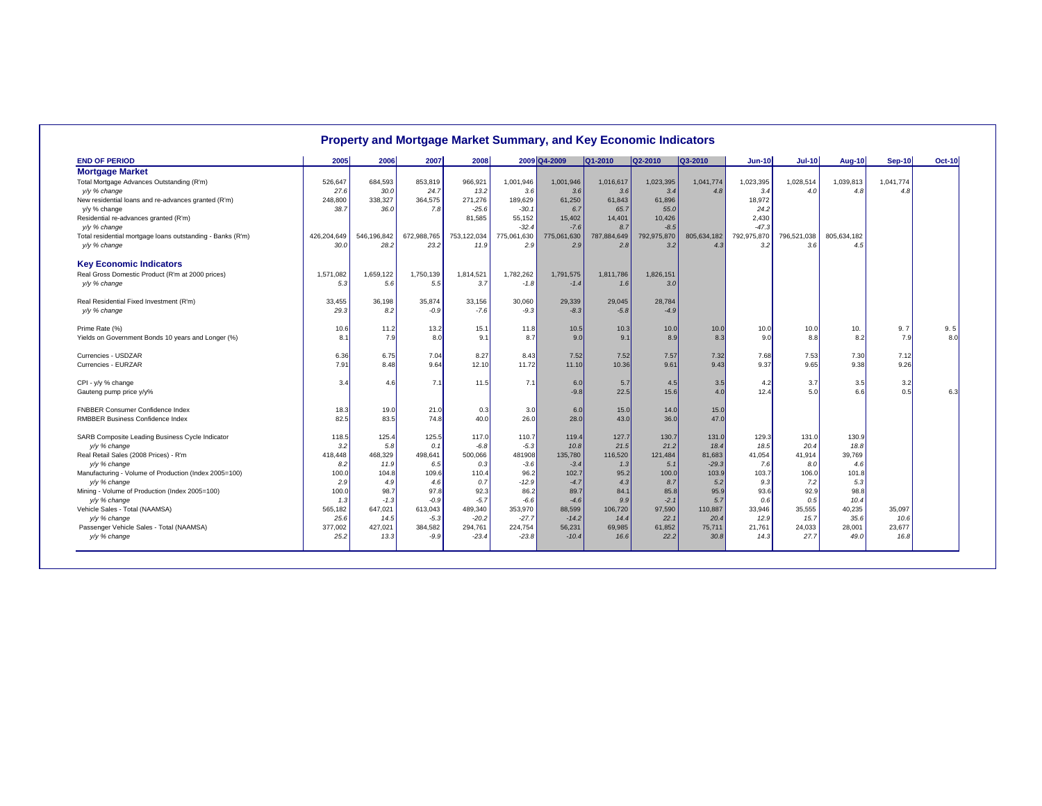# Property and Mortgage Market Summary, and Key Economic Indicators

| END OF PERIOD | 2005 | 2006 | 2007 | 2008 | 2009 | Q4-2009 | Q1-2010 | Q2-2010 | Q3-2010 | Jun-10 | Jul-10 | Aug-10 | Sep-10 | Oct-10 |
|---|---|---|---|---|---|---|---|---|---|---|---|---|---|---|
| **Mortgage Market** | | | | | | | | | | | | | | |
| Total Mortgage Advances Outstanding (R'm) | 526,647 | 684,593 | 853,819 | 966,921 | 1,001,946 | 1,001,946 | 1,016,617 | 1,023,395 | 1,041,774 | 1,023,395 | 1,028,514 | 1,039,813 | 1,041,774 | |
| *y/y % change* | *27.6* | *30.0* | *24.7* | *13.2* | *3.6* | *3.6* | *3.6* | *3.4* | *4.8* | *3.4* | *4.0* | *4.8* | *4.8* | |
| New residential loans and re-advances granted (R'm) | 248,800 | 338,327 | 364,575 | 271,276 | 189,629 | 61,250 | 61,843 | 61,896 | | 18,972 | | | | |
| y/y % change | *38.7* | *36.0* | *7.8* | *-25.6* | *-30.1* | *6.7* | *65.7* | *55.0* | | *24.2* | | | | |
| Residential re-advances granted (R'm) | | | | 81,585 | 55,152 | 15,402 | 14,401 | 10,426 | | 2,430 | | | | |
| *y/y % change* | | | | | *-32.4* | *-7.6* | *8.7* | *-8.5* | | *-47.3* | | | | |
| Total residential mortgage loans outstanding - Banks (R'm) | 426,204,649 | 546,196,842 | 672,988,765 | 753,122,034 | 775,061,630 | 775,061,630 | 787,884,649 | 792,975,870 | 805,634,182 | 792,975,870 | 796,521,038 | 805,634,182 | | |
| *y/y % change* | *30.0* | *28.2* | *23.2* | *11.9* | *2.9* | *2.9* | *2.8* | *3.2* | *4.3* | *3.2* | *3.6* | *4.5* | | |
| **Key Economic Indicators** | | | | | | | | | | | | | | |
| Real Gross Domestic Product (R'm at 2000 prices) | 1,571,082 | 1,659,122 | 1,750,139 | 1,814,521 | 1,782,262 | 1,791,575 | 1,811,786 | 1,826,151 | | | | | | |
| *y/y % change* | *5.3* | *5.6* | *5.5* | *3.7* | *-1.8* | *-1.4* | *1.6* | *3.0* | | | | | | |
| Real Residential Fixed Investment (R'm) | 33,455 | 36,198 | 35,874 | 33,156 | 30,060 | 29,339 | 29,045 | 28,784 | | | | | | |
| *y/y % change* | *29.3* | *8.2* | *-0.9* | *-7.6* | *-9.3* | *-8.3* | *-5.8* | *-4.9* | | | | | | |
| Prime Rate (%) | 10.6 | 11.2 | 13.2 | 15.1 | 11.8 | 10.5 | 10.3 | 10.0 | 10.0 | 10.0 | 10.0 | 10. | 9. 7 | 9. 5 |
| Yields on Government Bonds 10 years and Longer (%) | 8.1 | 7.9 | 8.0 | 9.1 | 8.7 | 9.0 | 9.1 | 8.9 | 8.3 | 9.0 | 8.8 | 8.2 | 7.9 | 8.0 |
| Currencies - USDZAR | 6.36 | 6.75 | 7.04 | 8.27 | 8.43 | 7.52 | 7.52 | 7.57 | 7.32 | 7.68 | 7.53 | 7.30 | 7.12 | |
| Currencies - EURZAR | 7.91 | 8.48 | 9.64 | 12.10 | 11.72 | 11.10 | 10.36 | 9.61 | 9.43 | 9.37 | 9.65 | 9.38 | 9.26 | |
| CPI - y/y % change | 3.4 | 4.6 | 7.1 | 11.5 | 7.1 | 6.0 | 5.7 | 4.5 | 3.5 | 4.2 | 3.7 | 3.5 | 3.2 | |
| Gauteng pump price y/y% | | | | | | -9.8 | 22.5 | 15.6 | 4.0 | 12.4 | 5.0 | 6.6 | 0.5 | 6.3 |
| FNBBER Consumer Confidence Index | 18.3 | 19.0 | 21.0 | 0.3 | 3.0 | 6.0 | 15.0 | 14.0 | 15.0 | | | | | |
| RMBBER Business Confidence Index | 82.5 | 83.5 | 74.8 | 40.0 | 26.0 | 28.0 | 43.0 | 36.0 | 47.0 | | | | | |
| SARB Composite Leading Business Cycle Indicator | 118.5 | 125.4 | 125.5 | 117.0 | 110.7 | 119.4 | 127.7 | 130.7 | 131.0 | 129.3 | 131.0 | 130.9 | | |
| *y/y % change* | *3.2* | *5.8* | *0.1* | *-6.8* | *-5.3* | *10.8* | *21.5* | *21.2* | *18.4* | *18.5* | *20.4* | *18.8* | | |
| Real Retail Sales (2008 Prices) - R'm | 418,448 | 468,329 | 498,641 | 500,066 | 481908 | 135,780 | 116,520 | 121,484 | 81,683 | 41,054 | 41,914 | 39,769 | | |
| *y/y % change* | *8.2* | *11.9* | *6.5* | *0.3* | *-3.6* | *-3.4* | *1.3* | *5.1* | *-29.3* | *7.6* | *8.0* | *4.6* | | |
| Manufacturing - Volume of Production (Index 2005=100) | 100.0 | 104.8 | 109.6 | 110.4 | 96.2 | 102.7 | 95.2 | 100.0 | 103.9 | 103.7 | 106.0 | 101.8 | | |
| *y/y % change* | *2.9* | *4.9* | *4.6* | *0.7* | *-12.9* | *-4.7* | *4.3* | *8.7* | *5.2* | *9.3* | *7.2* | *5.3* | | |
| Mining - Volume of Production (Index 2005=100) | 100.0 | 98.7 | 97.8 | 92.3 | 86.2 | 89.7 | 84.1 | 85.8 | 95.9 | 93.6 | 92.9 | 98.8 | | |
| *y/y % change* | *1.3* | *-1.3* | *-0.9* | *-5.7* | *-6.6* | *-4.6* | *9.9* | *-2.1* | *5.7* | *0.6* | *0.5* | *10.4* | | |
| Vehicle Sales - Total (NAAMSA) | 565,182 | 647,021 | 613,043 | 489,340 | 353,970 | 88,599 | 106,720 | 97,590 | 110,887 | 33,946 | 35,555 | 40,235 | 35,097 | |
| *y/y % change* | *25.6* | *14.5* | *-5.3* | *-20.2* | *-27.7* | *-14.2* | *14.4* | *22.1* | *20.4* | *12.9* | *15.7* | *35.6* | *10.6* | |
| Passenger Vehicle Sales - Total (NAAMSA) | 377,002 | 427,021 | 384,582 | 294,761 | 224,754 | 56,231 | 69,985 | 61,852 | 75,711 | 21,761 | 24,033 | 28,001 | 23,677 | |
| *y/y % change* | *25.2* | *13.3* | *-9.9* | *-23.4* | *-23.8* | *-10.4* | *16.6* | *22.2* | *30.8* | *14.3* | *27.7* | *49.0* | *16.8* | |